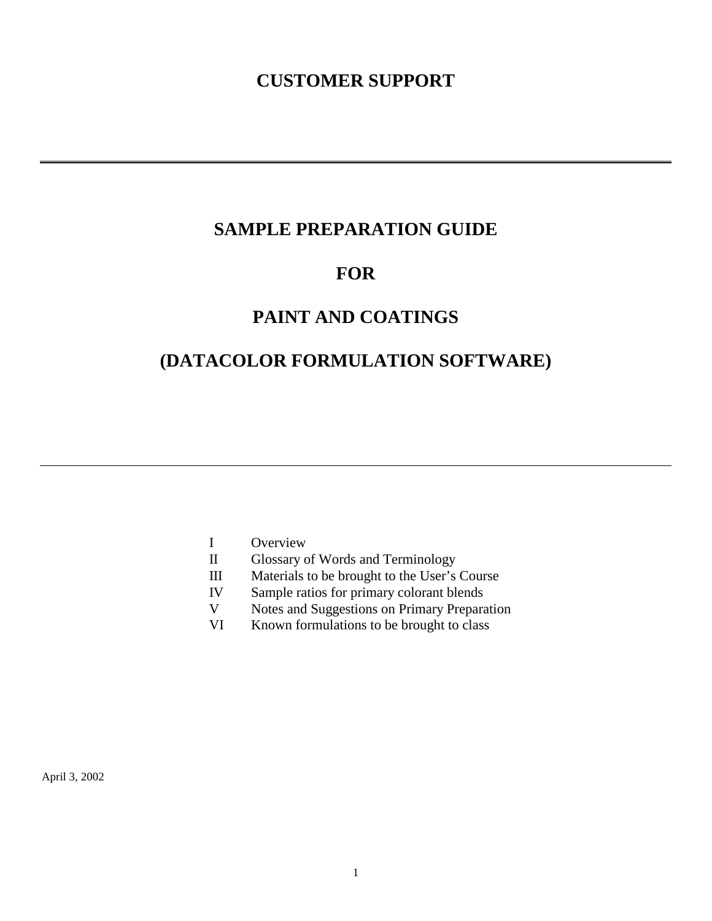# CUSTOMER SUPPORT

---

# SAMPLE PREPARATION GUIDE

# FOR

# PAINT AND COATINGS

# (DATACOLOR FORMULATION SOFTWARE)

---

I Overview
II Glossary of Words and Terminology
III Materials to be brought to the User's Course
IV Sample ratios for primary colorant blends
V Notes and Suggestions on Primary Preparation
VI Known formulations to be brought to class

April 3, 2002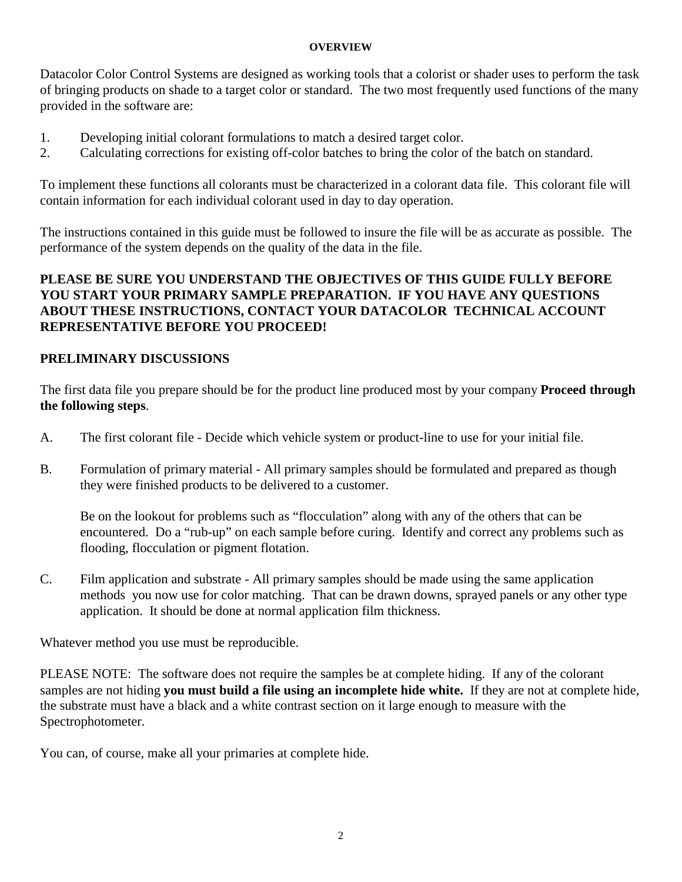## OVERVIEW

Datacolor Color Control Systems are designed as working tools that a colorist or shader uses to perform the task of bringing products on shade to a target color or standard. The two most frequently used functions of the many provided in the software are:

1. Developing initial colorant formulations to match a desired target color.
2. Calculating corrections for existing off-color batches to bring the color of the batch on standard.

To implement these functions all colorants must be characterized in a colorant data file. This colorant file will contain information for each individual colorant used in day to day operation.

The instructions contained in this guide must be followed to insure the file will be as accurate as possible. The performance of the system depends on the quality of the data in the file.

**PLEASE BE SURE YOU UNDERSTAND THE OBJECTIVES OF THIS GUIDE FULLY BEFORE YOU START YOUR PRIMARY SAMPLE PREPARATION. IF YOU HAVE ANY QUESTIONS ABOUT THESE INSTRUCTIONS, CONTACT YOUR DATACOLOR TECHNICAL ACCOUNT REPRESENTATIVE BEFORE YOU PROCEED!**

## PRELIMINARY DISCUSSIONS

The first data file you prepare should be for the product line produced most by your company **Proceed through the following steps**.

A. The first colorant file - Decide which vehicle system or product-line to use for your initial file.

B. Formulation of primary material - All primary samples should be formulated and prepared as though they were finished products to be delivered to a customer.

   Be on the lookout for problems such as "flocculation" along with any of the others that can be encountered. Do a "rub-up" on each sample before curing. Identify and correct any problems such as flooding, flocculation or pigment flotation.

C. Film application and substrate - All primary samples should be made using the same application methods you now use for color matching. That can be drawn downs, sprayed panels or any other type application. It should be done at normal application film thickness.

Whatever method you use must be reproducible.

PLEASE NOTE: The software does not require the samples be at complete hiding. If any of the colorant samples are not hiding **you must build a file using an incomplete hide white.** If they are not at complete hide, the substrate must have a black and a white contrast section on it large enough to measure with the Spectrophotometer.

You can, of course, make all your primaries at complete hide.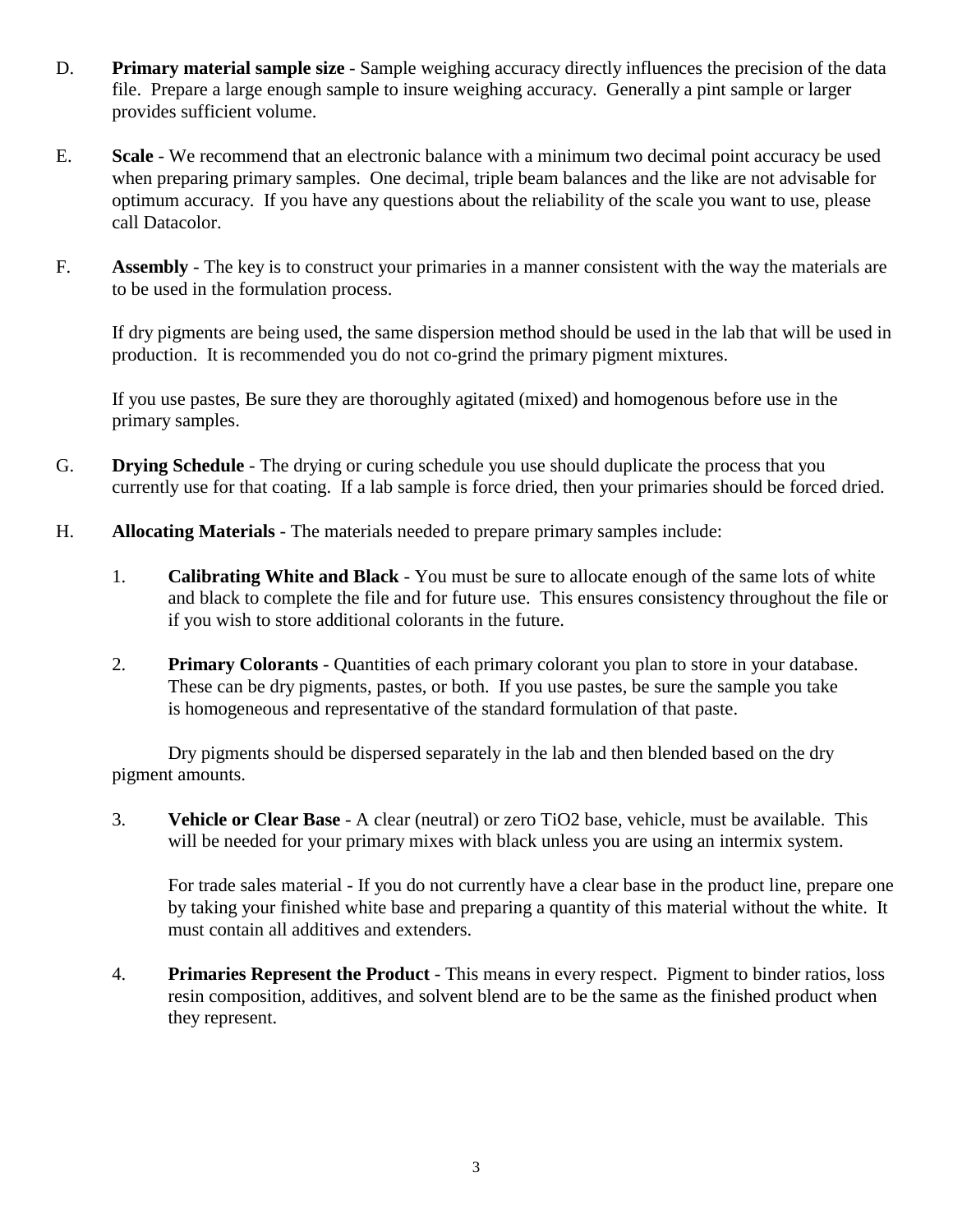D. **Primary material sample size** - Sample weighing accuracy directly influences the precision of the data file. Prepare a large enough sample to insure weighing accuracy. Generally a pint sample or larger provides sufficient volume.

E. **Scale** - We recommend that an electronic balance with a minimum two decimal point accuracy be used when preparing primary samples. One decimal, triple beam balances and the like are not advisable for optimum accuracy. If you have any questions about the reliability of the scale you want to use, please call Datacolor.

F. **Assembly** - The key is to construct your primaries in a manner consistent with the way the materials are to be used in the formulation process.

If dry pigments are being used, the same dispersion method should be used in the lab that will be used in production. It is recommended you do not co-grind the primary pigment mixtures.

If you use pastes, Be sure they are thoroughly agitated (mixed) and homogenous before use in the primary samples.

G. **Drying Schedule** - The drying or curing schedule you use should duplicate the process that you currently use for that coating. If a lab sample is force dried, then your primaries should be forced dried.

H. **Allocating Materials** - The materials needed to prepare primary samples include:

1. **Calibrating White and Black** - You must be sure to allocate enough of the same lots of white and black to complete the file and for future use. This ensures consistency throughout the file or if you wish to store additional colorants in the future.

2. **Primary Colorants** - Quantities of each primary colorant you plan to store in your database. These can be dry pigments, pastes, or both. If you use pastes, be sure the sample you take is homogeneous and representative of the standard formulation of that paste.

   Dry pigments should be dispersed separately in the lab and then blended based on the dry pigment amounts.

3. **Vehicle or Clear Base** - A clear (neutral) or zero $TiO_2$ base, vehicle, must be available. This will be needed for your primary mixes with black unless you are using an intermix system.

   For trade sales material - If you do not currently have a clear base in the product line, prepare one by taking your finished white base and preparing a quantity of this material without the white. It must contain all additives and extenders.

4. **Primaries Represent the Product** - This means in every respect. Pigment to binder ratios, loss resin composition, additives, and solvent blend are to be the same as the finished product when they represent.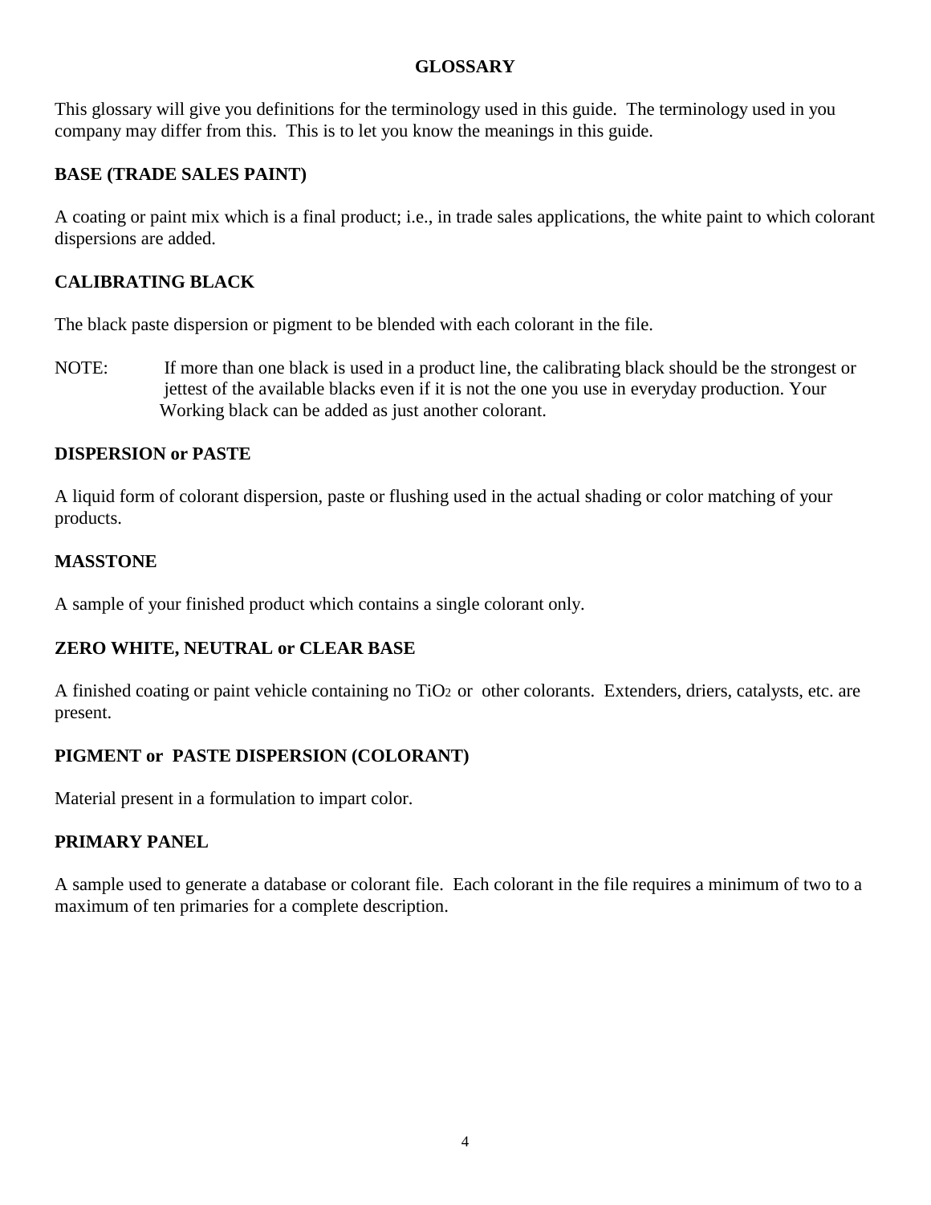# GLOSSARY

This glossary will give you definitions for the terminology used in this guide. The terminology used in you company may differ from this. This is to let you know the meanings in this guide.

## BASE (TRADE SALES PAINT)

A coating or paint mix which is a final product; i.e., in trade sales applications, the white paint to which colorant dispersions are added.

## CALIBRATING BLACK

The black paste dispersion or pigment to be blended with each colorant in the file.

NOTE: If more than one black is used in a product line, the calibrating black should be the strongest or jettest of the available blacks even if it is not the one you use in everyday production. Your Working black can be added as just another colorant.

## DISPERSION or PASTE

A liquid form of colorant dispersion, paste or flushing used in the actual shading or color matching of your products.

## MASSTONE

A sample of your finished product which contains a single colorant only.

## ZERO WHITE, NEUTRAL or CLEAR BASE

A finished coating or paint vehicle containing no $TiO_2$ or other colorants. Extenders, driers, catalysts, etc. are present.

## PIGMENT or PASTE DISPERSION (COLORANT)

Material present in a formulation to impart color.

## PRIMARY PANEL

A sample used to generate a database or colorant file. Each colorant in the file requires a minimum of two to a maximum of ten primaries for a complete description.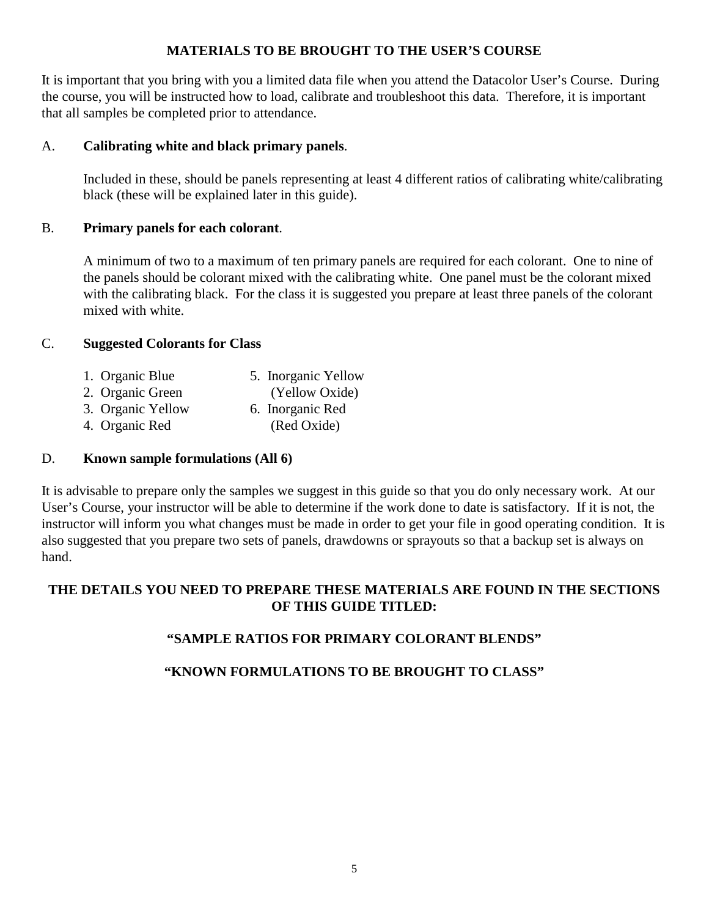# MATERIALS TO BE BROUGHT TO THE USER'S COURSE

It is important that you bring with you a limited data file when you attend the Datacolor User's Course. During the course, you will be instructed how to load, calibrate and troubleshoot this data. Therefore, it is important that all samples be completed prior to attendance.

A. **Calibrating white and black primary panels**.

Included in these, should be panels representing at least 4 different ratios of calibrating white/calibrating black (these will be explained later in this guide).

B. **Primary panels for each colorant**.

A minimum of two to a maximum of ten primary panels are required for each colorant. One to nine of the panels should be colorant mixed with the calibrating white. One panel must be the colorant mixed with the calibrating black. For the class it is suggested you prepare at least three panels of the colorant mixed with white.

C. **Suggested Colorants for Class**

1. Organic Blue
2. Organic Green
3. Organic Yellow
4. Organic Red
5. Inorganic Yellow (Yellow Oxide)
6. Inorganic Red (Red Oxide)

D. **Known sample formulations (All 6)**

It is advisable to prepare only the samples we suggest in this guide so that you do only necessary work. At our User's Course, your instructor will be able to determine if the work done to date is satisfactory. If it is not, the instructor will inform you what changes must be made in order to get your file in good operating condition. It is also suggested that you prepare two sets of panels, drawdowns or sprayouts so that a backup set is always on hand.

**THE DETAILS YOU NEED TO PREPARE THESE MATERIALS ARE FOUND IN THE SECTIONS OF THIS GUIDE TITLED:**

**"SAMPLE RATIOS FOR PRIMARY COLORANT BLENDS"**

**"KNOWN FORMULATIONS TO BE BROUGHT TO CLASS"**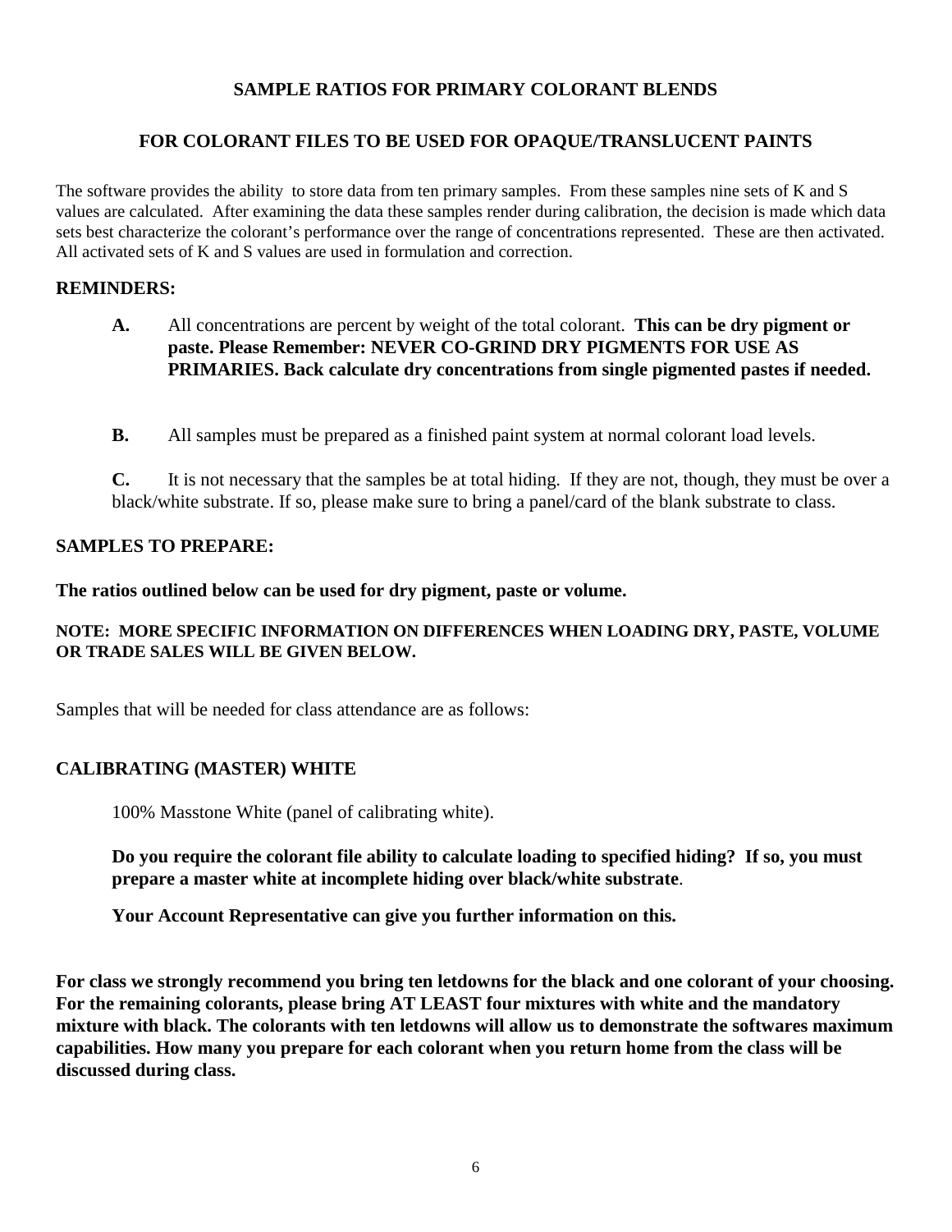## SAMPLE RATIOS FOR PRIMARY COLORANT BLENDS

## FOR COLORANT FILES TO BE USED FOR OPAQUE/TRANSLUCENT PAINTS

The software provides the ability to store data from ten primary samples. From these samples nine sets of K and S values are calculated. After examining the data these samples render during calibration, the decision is made which data sets best characterize the colorant's performance over the range of concentrations represented. These are then activated. All activated sets of K and S values are used in formulation and correction.

### REMINDERS:

**A.** All concentrations are percent by weight of the total colorant. **This can be dry pigment or paste. Please Remember: NEVER CO-GRIND DRY PIGMENTS FOR USE AS PRIMARIES. Back calculate dry concentrations from single pigmented pastes if needed.**

**B.** All samples must be prepared as a finished paint system at normal colorant load levels.

**C.** It is not necessary that the samples be at total hiding. If they are not, though, they must be over a black/white substrate. If so, please make sure to bring a panel/card of the blank substrate to class.

### SAMPLES TO PREPARE:

**The ratios outlined below can be used for dry pigment, paste or volume.**

**NOTE: MORE SPECIFIC INFORMATION ON DIFFERENCES WHEN LOADING DRY, PASTE, VOLUME OR TRADE SALES WILL BE GIVEN BELOW.**

Samples that will be needed for class attendance are as follows:

### CALIBRATING (MASTER) WHITE

100% Masstone White (panel of calibrating white).

**Do you require the colorant file ability to calculate loading to specified hiding? If so, you must prepare a master white at incomplete hiding over black/white substrate**.

**Your Account Representative can give you further information on this.**

**For class we strongly recommend you bring ten letdowns for the black and one colorant of your choosing. For the remaining colorants, please bring AT LEAST four mixtures with white and the mandatory mixture with black. The colorants with ten letdowns will allow us to demonstrate the softwares maximum capabilities. How many you prepare for each colorant when you return home from the class will be discussed during class.**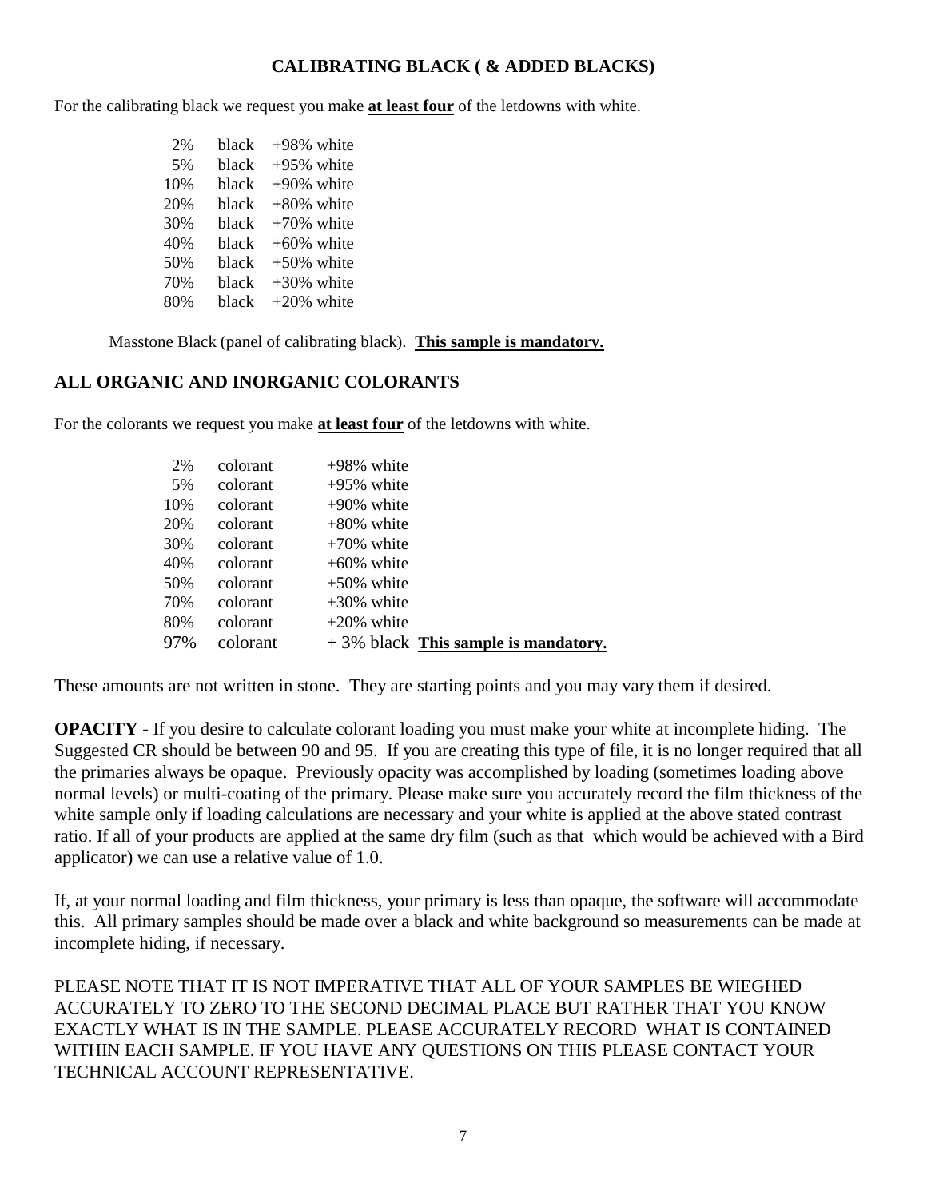## CALIBRATING BLACK ( & ADDED BLACKS)

For the calibrating black we request you make **at least four** of the letdowns with white.

| | | |
|---|---|---|
| 2% | black | +98% white |
| 5% | black | +95% white |
| 10% | black | +90% white |
| 20% | black | +80% white |
| 30% | black | +70% white |
| 40% | black | +60% white |
| 50% | black | +50% white |
| 70% | black | +30% white |
| 80% | black | +20% white |

Masstone Black (panel of calibrating black). **This sample is mandatory.**

## ALL ORGANIC AND INORGANIC COLORANTS

For the colorants we request you make **at least four** of the letdowns with white.

| | | |
|---|---|---|
| 2% | colorant | +98% white |
| 5% | colorant | +95% white |
| 10% | colorant | +90% white |
| 20% | colorant | +80% white |
| 30% | colorant | +70% white |
| 40% | colorant | +60% white |
| 50% | colorant | +50% white |
| 70% | colorant | +30% white |
| 80% | colorant | +20% white |
| 97% | colorant | + 3% black **This sample is mandatory.** |

These amounts are not written in stone. They are starting points and you may vary them if desired.

**OPACITY** - If you desire to calculate colorant loading you must make your white at incomplete hiding. The Suggested CR should be between 90 and 95. If you are creating this type of file, it is no longer required that all the primaries always be opaque. Previously opacity was accomplished by loading (sometimes loading above normal levels) or multi-coating of the primary. Please make sure you accurately record the film thickness of the white sample only if loading calculations are necessary and your white is applied at the above stated contrast ratio. If all of your products are applied at the same dry film (such as that which would be achieved with a Bird applicator) we can use a relative value of 1.0.

If, at your normal loading and film thickness, your primary is less than opaque, the software will accommodate this. All primary samples should be made over a black and white background so measurements can be made at incomplete hiding, if necessary.

PLEASE NOTE THAT IT IS NOT IMPERATIVE THAT ALL OF YOUR SAMPLES BE WIEGHED ACCURATELY TO ZERO TO THE SECOND DECIMAL PLACE BUT RATHER THAT YOU KNOW EXACTLY WHAT IS IN THE SAMPLE. PLEASE ACCURATELY RECORD WHAT IS CONTAINED WITHIN EACH SAMPLE. IF YOU HAVE ANY QUESTIONS ON THIS PLEASE CONTACT YOUR TECHNICAL ACCOUNT REPRESENTATIVE.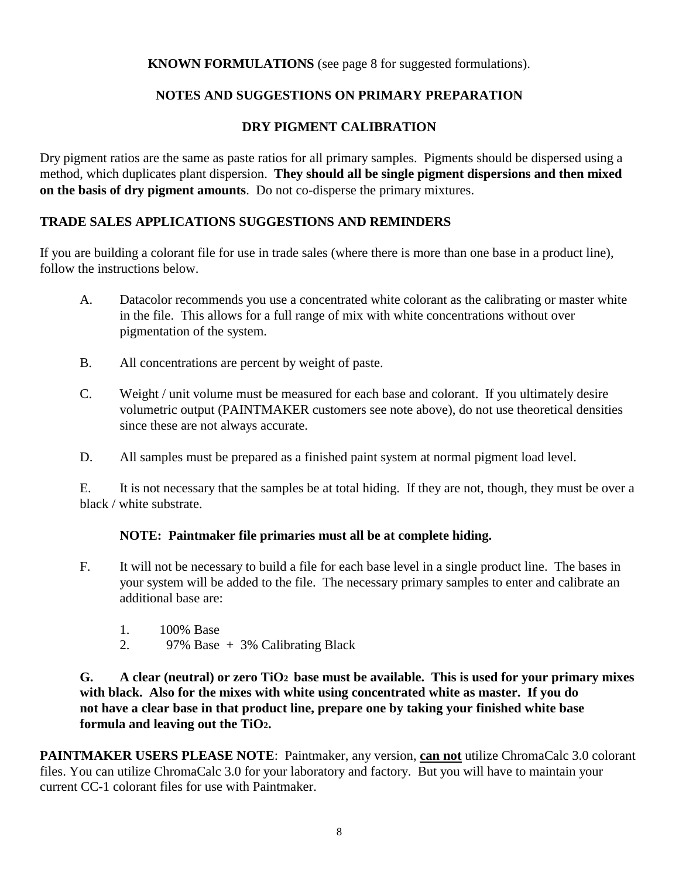**KNOWN FORMULATIONS** (see page 8 for suggested formulations).

## NOTES AND SUGGESTIONS ON PRIMARY PREPARATION

## DRY PIGMENT CALIBRATION

Dry pigment ratios are the same as paste ratios for all primary samples. Pigments should be dispersed using a method, which duplicates plant dispersion. **They should all be single pigment dispersions and then mixed on the basis of dry pigment amounts**. Do not co-disperse the primary mixtures.

## TRADE SALES APPLICATIONS SUGGESTIONS AND REMINDERS

If you are building a colorant file for use in trade sales (where there is more than one base in a product line), follow the instructions below.

A. Datacolor recommends you use a concentrated white colorant as the calibrating or master white in the file. This allows for a full range of mix with white concentrations without over pigmentation of the system.

B. All concentrations are percent by weight of paste.

C. Weight / unit volume must be measured for each base and colorant. If you ultimately desire volumetric output (PAINTMAKER customers see note above), do not use theoretical densities since these are not always accurate.

D. All samples must be prepared as a finished paint system at normal pigment load level.

E. It is not necessary that the samples be at total hiding. If they are not, though, they must be over a black / white substrate.

**NOTE: Paintmaker file primaries must all be at complete hiding.**

F. It will not be necessary to build a file for each base level in a single product line. The bases in your system will be added to the file. The necessary primary samples to enter and calibrate an additional base are:

1. 100% Base
2. 97% Base + 3% Calibrating Black

**G. A clear (neutral) or zero $TiO_2$ base must be available. This is used for your primary mixes with black. Also for the mixes with white using concentrated white as master. If you do not have a clear base in that product line, prepare one by taking your finished white base formula and leaving out the $TiO_2$.**

**PAINTMAKER USERS PLEASE NOTE**: Paintmaker, any version, **can not** utilize ChromaCalc 3.0 colorant files. You can utilize ChromaCalc 3.0 for your laboratory and factory. But you will have to maintain your current CC-1 colorant files for use with Paintmaker.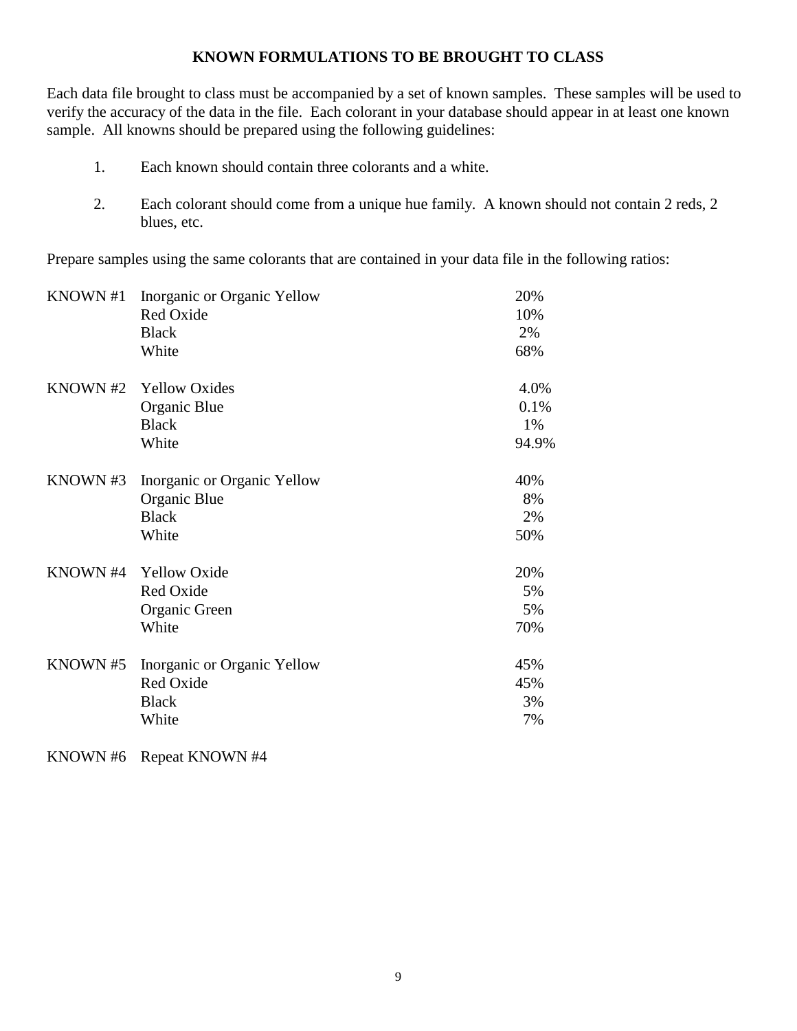**KNOWN FORMULATIONS TO BE BROUGHT TO CLASS**

Each data file brought to class must be accompanied by a set of known samples. These samples will be used to verify the accuracy of the data in the file. Each colorant in your database should appear in at least one known sample. All knowns should be prepared using the following guidelines:

1. Each known should contain three colorants and a white.
2. Each colorant should come from a unique hue family. A known should not contain 2 reds, 2 blues, etc.

Prepare samples using the same colorants that are contained in your data file in the following ratios:

| | | |
|---|---|---|
| KNOWN #1 | Inorganic or Organic Yellow | 20% |
| | Red Oxide | 10% |
| | Black | 2% |
| | White | 68% |
| KNOWN #2 | Yellow Oxides | 4.0% |
| | Organic Blue | 0.1% |
| | Black | 1% |
| | White | 94.9% |
| KNOWN #3 | Inorganic or Organic Yellow | 40% |
| | Organic Blue | 8% |
| | Black | 2% |
| | White | 50% |
| KNOWN #4 | Yellow Oxide | 20% |
| | Red Oxide | 5% |
| | Organic Green | 5% |
| | White | 70% |
| KNOWN #5 | Inorganic or Organic Yellow | 45% |
| | Red Oxide | 45% |
| | Black | 3% |
| | White | 7% |
| KNOWN #6 | Repeat KNOWN #4 | |